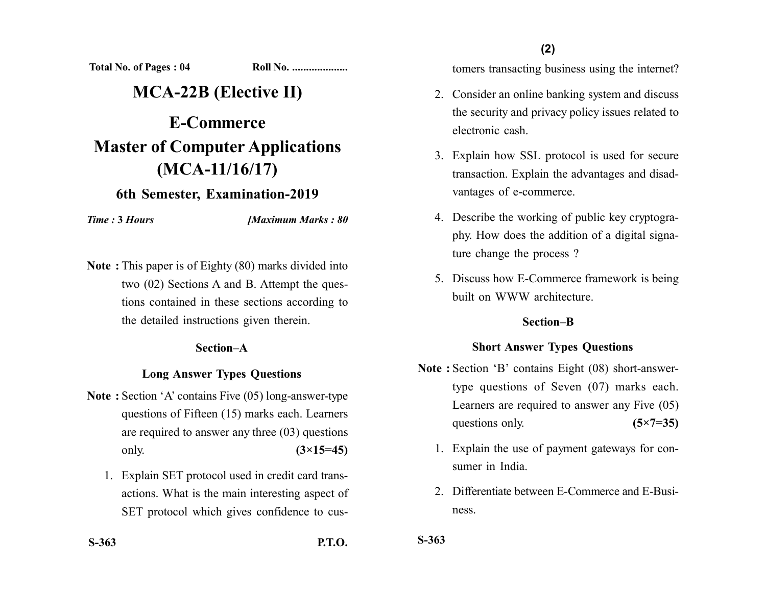Total No. of Pages : 04 Roll No. ....................

# MCA-22B (Elective II)

# E-Commerce

# Master of Computer Applications (MCA-11/16/17)

## 6th Semester, Examination-2019

*Time :* **3** *Hours* *[Maximum Marks : 80*

**Note :** This paper is of Eighty (80) marks divided into two (02) Sections A and B. Attempt the questions contained in these sections according to the detailed instructions given therein.

### Section–A

### Long Answer Types Questions

**Note :** Section 'A' contains Five (05) long-answer-type questions of Fifteen (15) marks each. Learners are required to answer any three (03) questions only. **(3×15=45)**

1. Explain SET protocol used in credit card transactions. What is the main interesting aspect of SET protocol which gives confidence to customers transacting business using the internet?
2. Consider an online banking system and discuss the security and privacy policy issues related to electronic cash.
3. Explain how SSL protocol is used for secure transaction. Explain the advantages and disadvantages of e-commerce.
4. Describe the working of public key cryptography. How does the addition of a digital signature change the process ?
5. Discuss how E-Commerce framework is being built on WWW architecture.

### Section–B

### Short Answer Types Questions

**Note :** Section 'B' contains Eight (08) short-answer-type questions of Seven (07) marks each. Learners are required to answer any Five (05) questions only. **(5×7=35)**

1. Explain the use of payment gateways for consumer in India.
2. Differentiate between E-Commerce and E-Business.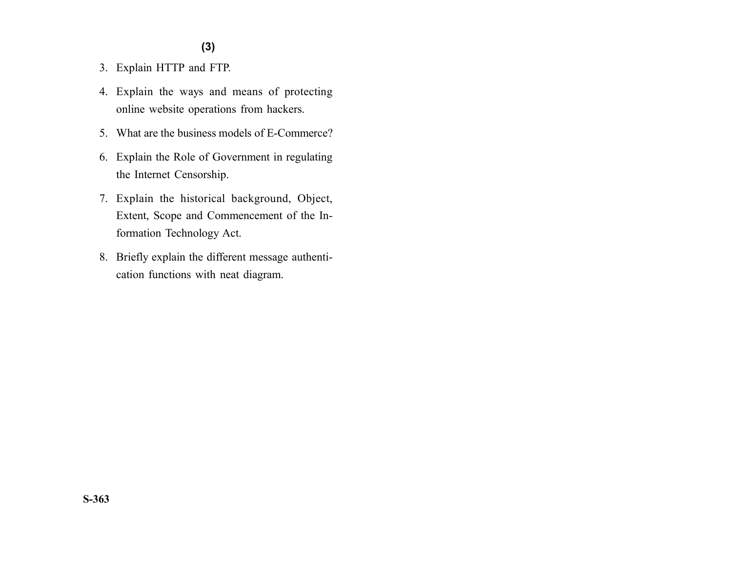3. Explain HTTP and FTP.
4. Explain the ways and means of protecting online website operations from hackers.
5. What are the business models of E-Commerce?
6. Explain the Role of Government in regulating the Internet Censorship.
7. Explain the historical background, Object, Extent, Scope and Commencement of the Information Technology Act.
8. Briefly explain the different message authentication functions with neat diagram.

S-363